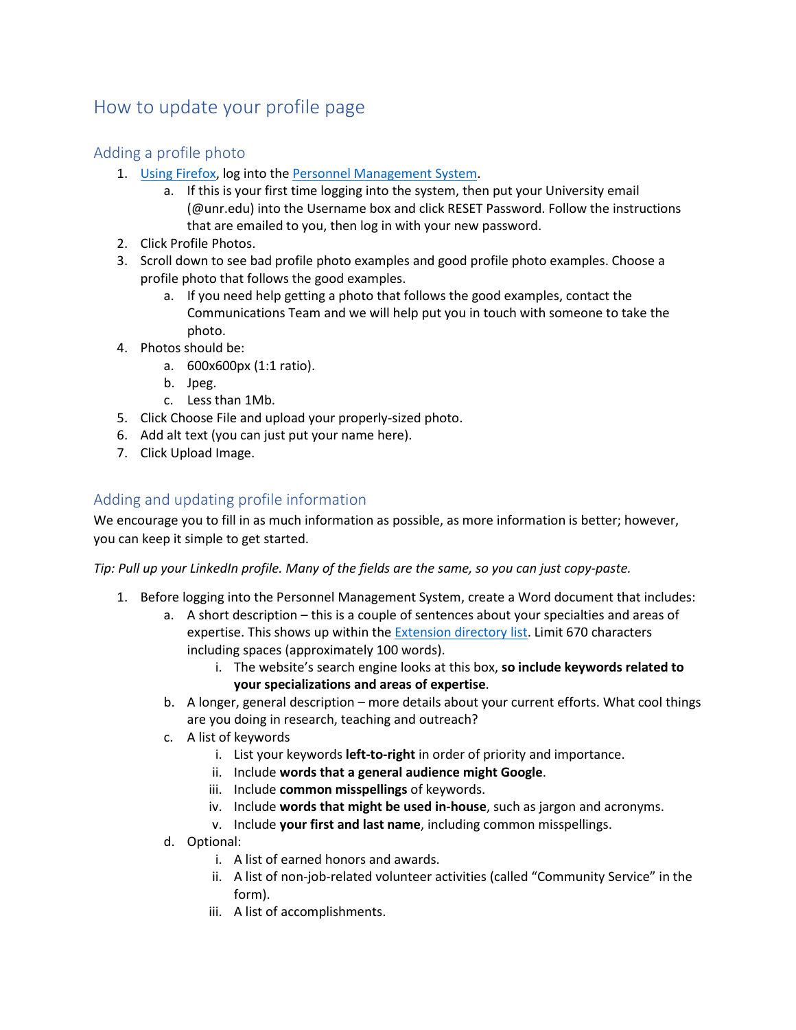# How to update your profile page

## Adding a profile photo

1. Using Firefox, log into the Personnel Management System.
   a. If this is your first time logging into the system, then put your University email (@unr.edu) into the Username box and click RESET Password. Follow the instructions that are emailed to you, then log in with your new password.
2. Click Profile Photos.
3. Scroll down to see bad profile photo examples and good profile photo examples. Choose a profile photo that follows the good examples.
   a. If you need help getting a photo that follows the good examples, contact the Communications Team and we will help put you in touch with someone to take the photo.
4. Photos should be:
   a. 600x600px (1:1 ratio).
   b. Jpeg.
   c. Less than 1Mb.
5. Click Choose File and upload your properly-sized photo.
6. Add alt text (you can just put your name here).
7. Click Upload Image.

## Adding and updating profile information

We encourage you to fill in as much information as possible, as more information is better; however, you can keep it simple to get started.

*Tip: Pull up your LinkedIn profile. Many of the fields are the same, so you can just copy-paste.*

1. Before logging into the Personnel Management System, create a Word document that includes:
   a. A short description – this is a couple of sentences about your specialties and areas of expertise. This shows up within the Extension directory list. Limit 670 characters including spaces (approximately 100 words).
      i. The website's search engine looks at this box, **so include keywords related to your specializations and areas of expertise**.
   b. A longer, general description – more details about your current efforts. What cool things are you doing in research, teaching and outreach?
   c. A list of keywords
      i. List your keywords **left-to-right** in order of priority and importance.
      ii. Include **words that a general audience might Google**.
      iii. Include **common misspellings** of keywords.
      iv. Include **words that might be used in-house**, such as jargon and acronyms.
      v. Include **your first and last name**, including common misspellings.
   d. Optional:
      i. A list of earned honors and awards.
      ii. A list of non-job-related volunteer activities (called "Community Service" in the form).
      iii. A list of accomplishments.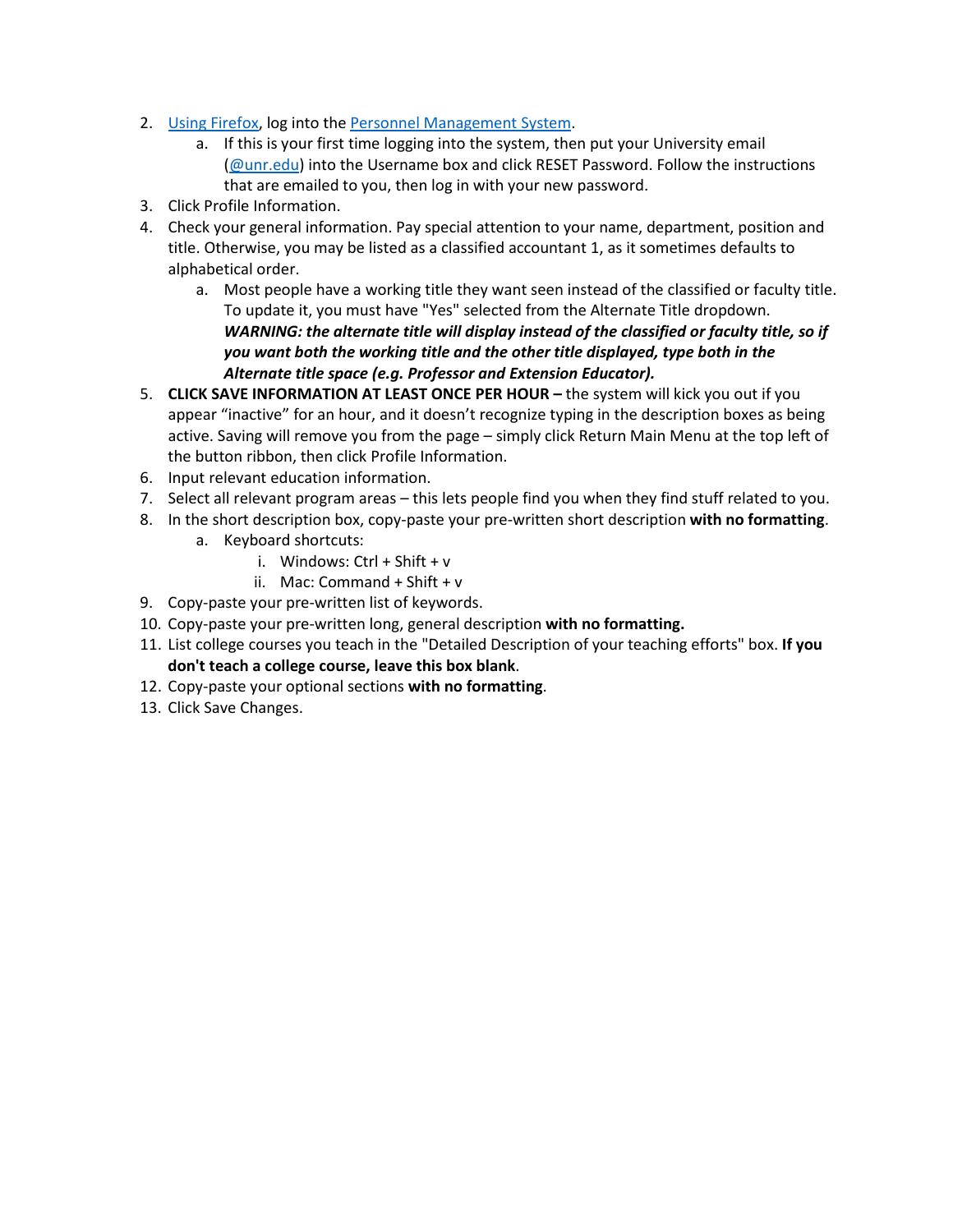2. [Using Firefox](), log into the [Personnel Management System]().
    a. If this is your first time logging into the system, then put your University email ([@unr.edu]()) into the Username box and click RESET Password. Follow the instructions that are emailed to you, then log in with your new password.
3. Click Profile Information.
4. Check your general information. Pay special attention to your name, department, position and title. Otherwise, you may be listed as a classified accountant 1, as it sometimes defaults to alphabetical order.
    a. Most people have a working title they want seen instead of the classified or faculty title. To update it, you must have "Yes" selected from the Alternate Title dropdown. ***WARNING: the alternate title will display instead of the classified or faculty title, so if you want both the working title and the other title displayed, type both in the Alternate title space (e.g. Professor and Extension Educator).***
5. **CLICK SAVE INFORMATION AT LEAST ONCE PER HOUR –** the system will kick you out if you appear "inactive" for an hour, and it doesn't recognize typing in the description boxes as being active. Saving will remove you from the page – simply click Return Main Menu at the top left of the button ribbon, then click Profile Information.
6. Input relevant education information.
7. Select all relevant program areas – this lets people find you when they find stuff related to you.
8. In the short description box, copy-paste your pre-written short description **with no formatting**.
    a. Keyboard shortcuts:
        i. Windows: Ctrl + Shift + v
        ii. Mac: Command + Shift + v
9. Copy-paste your pre-written list of keywords.
10. Copy-paste your pre-written long, general description **with no formatting.**
11. List college courses you teach in the "Detailed Description of your teaching efforts" box. **If you don't teach a college course, leave this box blank**.
12. Copy-paste your optional sections **with no formatting**.
13. Click Save Changes.